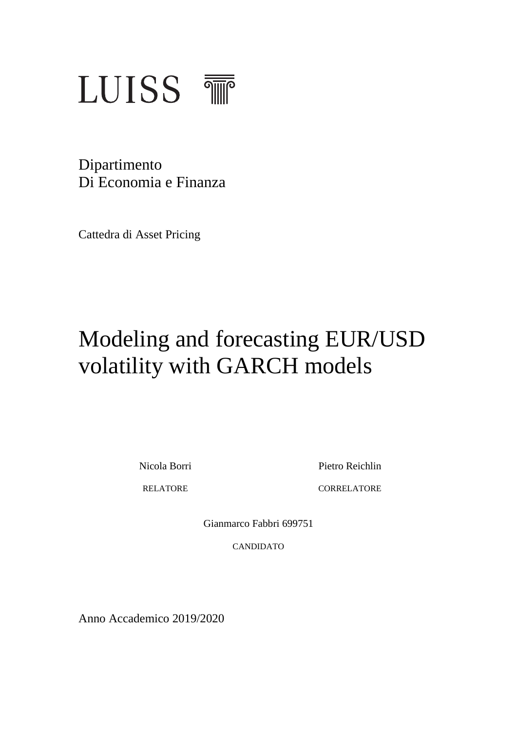LUISS

Dipartimento
Di Economia e Finanza

Cattedra di Asset Pricing

# Modeling and forecasting EUR/USD volatility with GARCH models

| Nicola Borri | Pietro Reichlin |
|---|---|
| RELATORE | CORRELATORE |

Gianmarco Fabbri 699751

CANDIDATO

Anno Accademico 2019/2020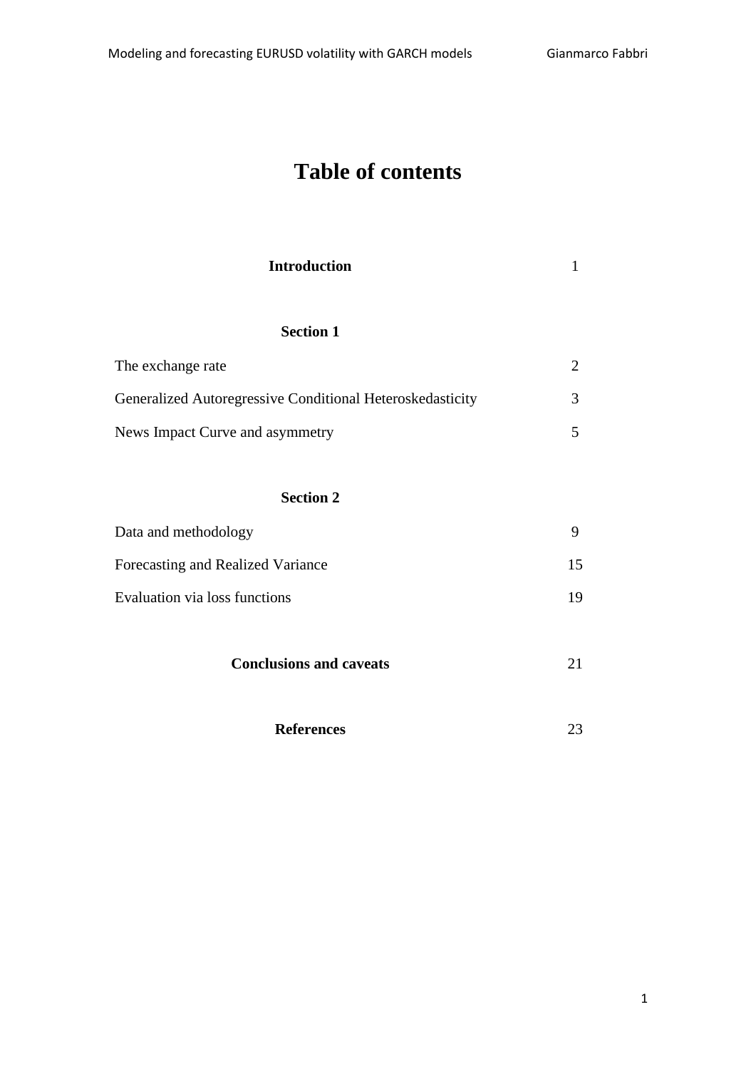# Table of contents

| | |
|---|---|
| **Introduction** | 1 |
| **Section 1** | |
| The exchange rate | 2 |
| Generalized Autoregressive Conditional Heteroskedasticity | 3 |
| News Impact Curve and asymmetry | 5 |
| **Section 2** | |
| Data and methodology | 9 |
| Forecasting and Realized Variance | 15 |
| Evaluation via loss functions | 19 |
| **Conclusions and caveats** | 21 |
| **References** | 23 |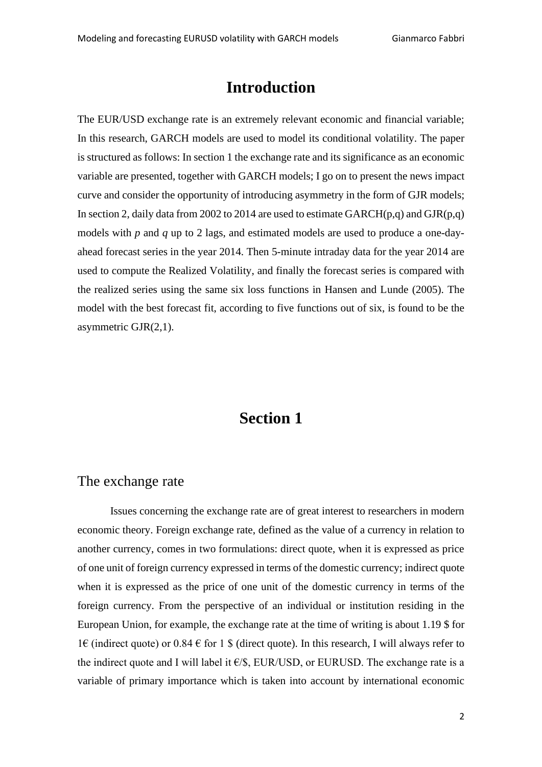# Introduction

The EUR/USD exchange rate is an extremely relevant economic and financial variable; In this research, GARCH models are used to model its conditional volatility. The paper is structured as follows: In section 1 the exchange rate and its significance as an economic variable are presented, together with GARCH models; I go on to present the news impact curve and consider the opportunity of introducing asymmetry in the form of GJR models; In section 2, daily data from 2002 to 2014 are used to estimate GARCH(p,q) and GJR(p,q) models with $p$ and $q$ up to 2 lags, and estimated models are used to produce a one-day-ahead forecast series in the year 2014. Then 5-minute intraday data for the year 2014 are used to compute the Realized Volatility, and finally the forecast series is compared with the realized series using the same six loss functions in Hansen and Lunde (2005). The model with the best forecast fit, according to five functions out of six, is found to be the asymmetric GJR(2,1).

# Section 1

## The exchange rate

Issues concerning the exchange rate are of great interest to researchers in modern economic theory. Foreign exchange rate, defined as the value of a currency in relation to another currency, comes in two formulations: direct quote, when it is expressed as price of one unit of foreign currency expressed in terms of the domestic currency; indirect quote when it is expressed as the price of one unit of the domestic currency in terms of the foreign currency. From the perspective of an individual or institution residing in the European Union, for example, the exchange rate at the time of writing is about 1.19 $ for 1€ (indirect quote) or 0.84 € for 1 $ (direct quote). In this research, I will always refer to the indirect quote and I will label it €/$, EUR/USD, or EURUSD. The exchange rate is a variable of primary importance which is taken into account by international economic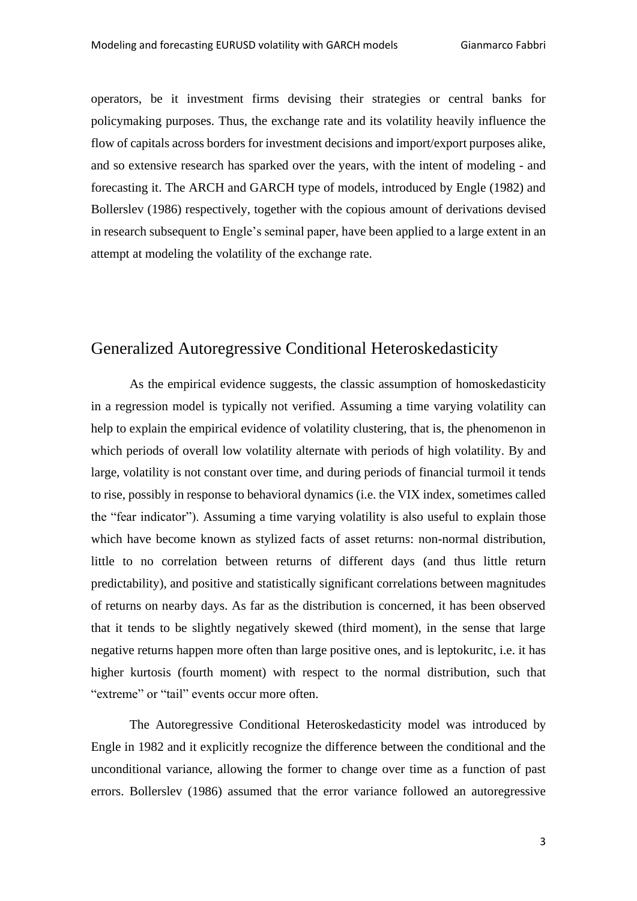operators, be it investment firms devising their strategies or central banks for policymaking purposes. Thus, the exchange rate and its volatility heavily influence the flow of capitals across borders for investment decisions and import/export purposes alike, and so extensive research has sparked over the years, with the intent of modeling - and forecasting it. The ARCH and GARCH type of models, introduced by Engle (1982) and Bollerslev (1986) respectively, together with the copious amount of derivations devised in research subsequent to Engle's seminal paper, have been applied to a large extent in an attempt at modeling the volatility of the exchange rate.

## Generalized Autoregressive Conditional Heteroskedasticity

As the empirical evidence suggests, the classic assumption of homoskedasticity in a regression model is typically not verified. Assuming a time varying volatility can help to explain the empirical evidence of volatility clustering, that is, the phenomenon in which periods of overall low volatility alternate with periods of high volatility. By and large, volatility is not constant over time, and during periods of financial turmoil it tends to rise, possibly in response to behavioral dynamics (i.e. the VIX index, sometimes called the "fear indicator"). Assuming a time varying volatility is also useful to explain those which have become known as stylized facts of asset returns: non-normal distribution, little to no correlation between returns of different days (and thus little return predictability), and positive and statistically significant correlations between magnitudes of returns on nearby days. As far as the distribution is concerned, it has been observed that it tends to be slightly negatively skewed (third moment), in the sense that large negative returns happen more often than large positive ones, and is leptokuritc, i.e. it has higher kurtosis (fourth moment) with respect to the normal distribution, such that "extreme" or "tail" events occur more often.

The Autoregressive Conditional Heteroskedasticity model was introduced by Engle in 1982 and it explicitly recognize the difference between the conditional and the unconditional variance, allowing the former to change over time as a function of past errors. Bollerslev (1986) assumed that the error variance followed an autoregressive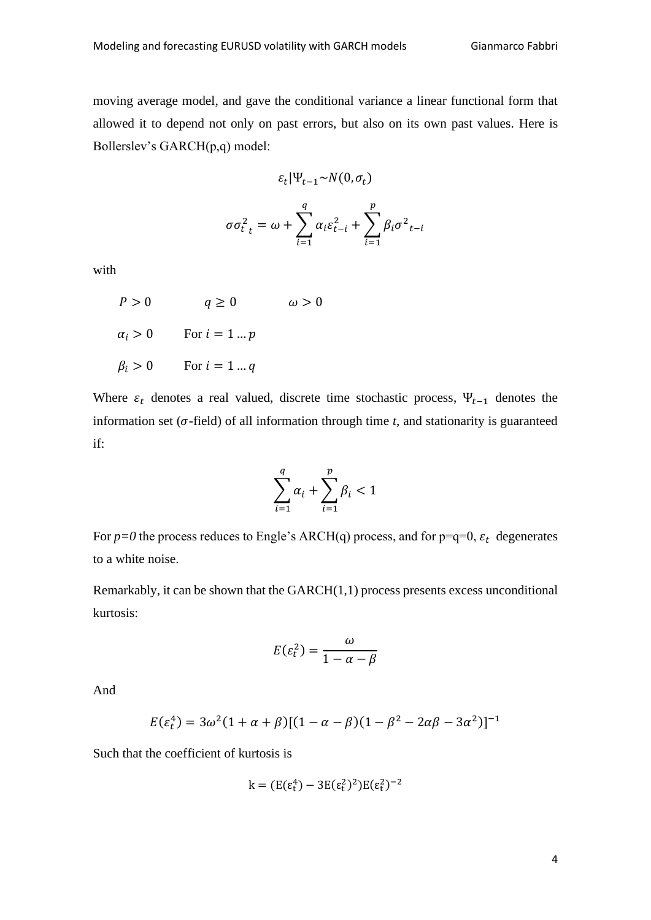moving average model, and gave the conditional variance a linear functional form that allowed it to depend not only on past errors, but also on its own past values. Here is Bollerslev's GARCH(p,q) model:

$$\varepsilon_t|\Psi_{t-1}{\sim}N(0,\sigma_t)$$

$$\sigma\sigma_{t\ t}^2 = \omega + \sum_{i=1}^{q} \alpha_i \varepsilon_{t-i}^2 + \sum_{i=1}^{p} \beta_i {\sigma^2}_{t-i}$$

with

$P > 0 \qquad q \geq 0 \qquad \omega > 0$

$\alpha_i > 0 \qquad$ For $i = 1 \dots p$

$\beta_i > 0 \qquad$ For $i = 1 \dots q$

Where $\varepsilon_t$ denotes a real valued, discrete time stochastic process, $\Psi_{t-1}$ denotes the information set ($\sigma$-field) of all information through time *t*, and stationarity is guaranteed if:

$$\sum_{i=1}^{q} \alpha_i + \sum_{i=1}^{p} \beta_i < 1$$

For *p=0* the process reduces to Engle's ARCH(q) process, and for p=q=0, $\varepsilon_t$ degenerates to a white noise.

Remarkably, it can be shown that the GARCH(1,1) process presents excess unconditional kurtosis:

$$E(\varepsilon_t^2) = \frac{\omega}{1-\alpha-\beta}$$

And

$$E(\varepsilon_t^4) = 3\omega^2(1+\alpha+\beta)[(1-\alpha-\beta)(1-\beta^2-2\alpha\beta-3\alpha^2)]^{-1}$$

Such that the coefficient of kurtosis is

$$\mathrm{k} = (\mathrm{E}(\varepsilon_t^4) - 3\mathrm{E}(\varepsilon_t^2)^2)\mathrm{E}(\varepsilon_t^2)^{-2}$$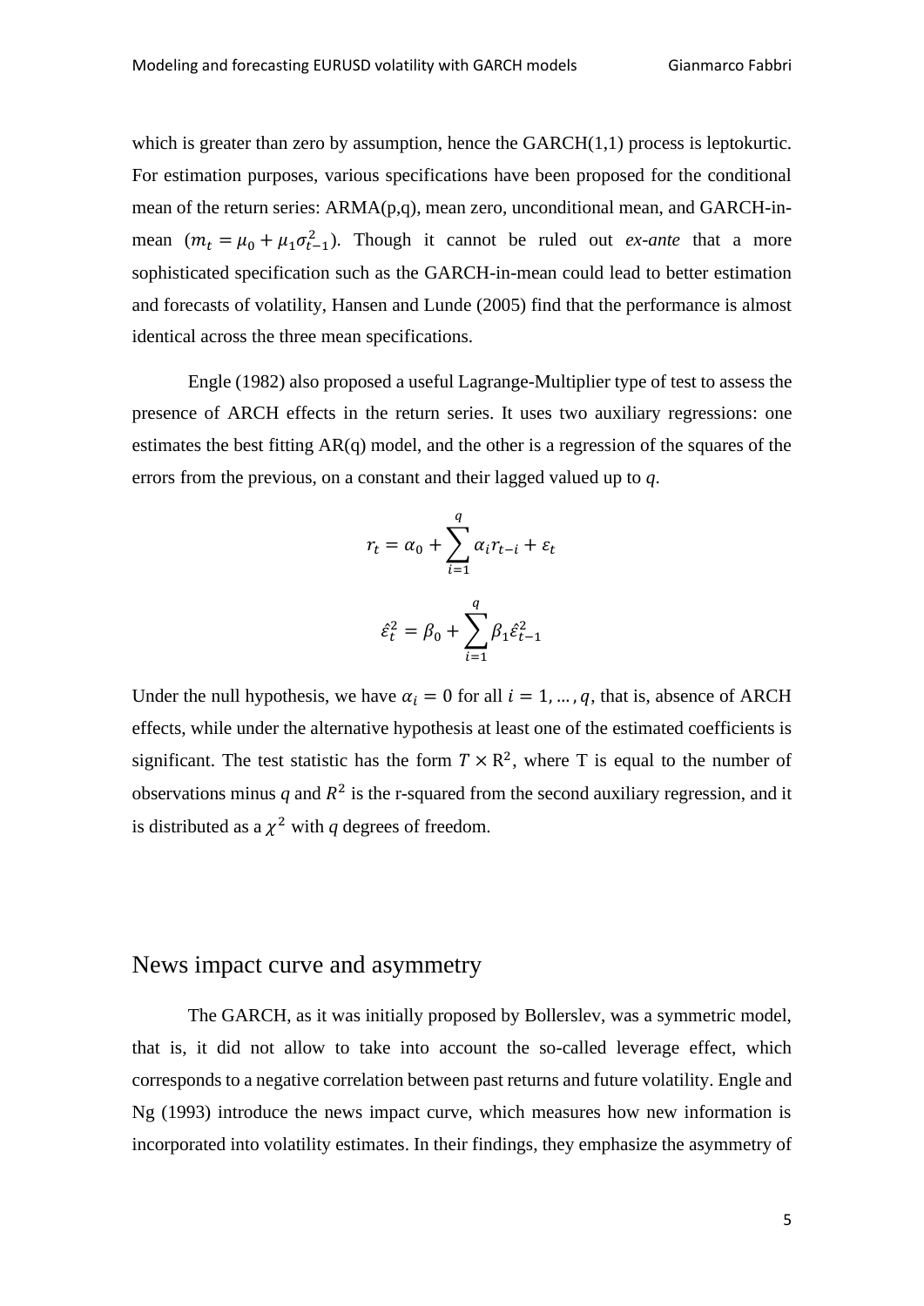which is greater than zero by assumption, hence the GARCH(1,1) process is leptokurtic. For estimation purposes, various specifications have been proposed for the conditional mean of the return series: ARMA(p,q), mean zero, unconditional mean, and GARCH-in-mean ($m_t = \mu_0 + \mu_1 \sigma_{t-1}^2$). Though it cannot be ruled out *ex-ante* that a more sophisticated specification such as the GARCH-in-mean could lead to better estimation and forecasts of volatility, Hansen and Lunde (2005) find that the performance is almost identical across the three mean specifications.

Engle (1982) also proposed a useful Lagrange-Multiplier type of test to assess the presence of ARCH effects in the return series. It uses two auxiliary regressions: one estimates the best fitting AR(q) model, and the other is a regression of the squares of the errors from the previous, on a constant and their lagged valued up to *q*.

$$r_t = \alpha_0 + \sum_{i=1}^{q} \alpha_i r_{t-i} + \varepsilon_t$$

$$\hat{\varepsilon}_t^2 = \beta_0 + \sum_{i=1}^{q} \beta_1 \hat{\varepsilon}_{t-1}^2$$

Under the null hypothesis, we have $\alpha_i = 0$ for all $i = 1, \dots, q$, that is, absence of ARCH effects, while under the alternative hypothesis at least one of the estimated coefficients is significant. The test statistic has the form $T \times \mathrm{R}^2$, where T is equal to the number of observations minus *q* and $R^2$ is the r-squared from the second auxiliary regression, and it is distributed as a $\chi^2$ with *q* degrees of freedom.

## News impact curve and asymmetry

The GARCH, as it was initially proposed by Bollerslev, was a symmetric model, that is, it did not allow to take into account the so-called leverage effect, which corresponds to a negative correlation between past returns and future volatility. Engle and Ng (1993) introduce the news impact curve, which measures how new information is incorporated into volatility estimates. In their findings, they emphasize the asymmetry of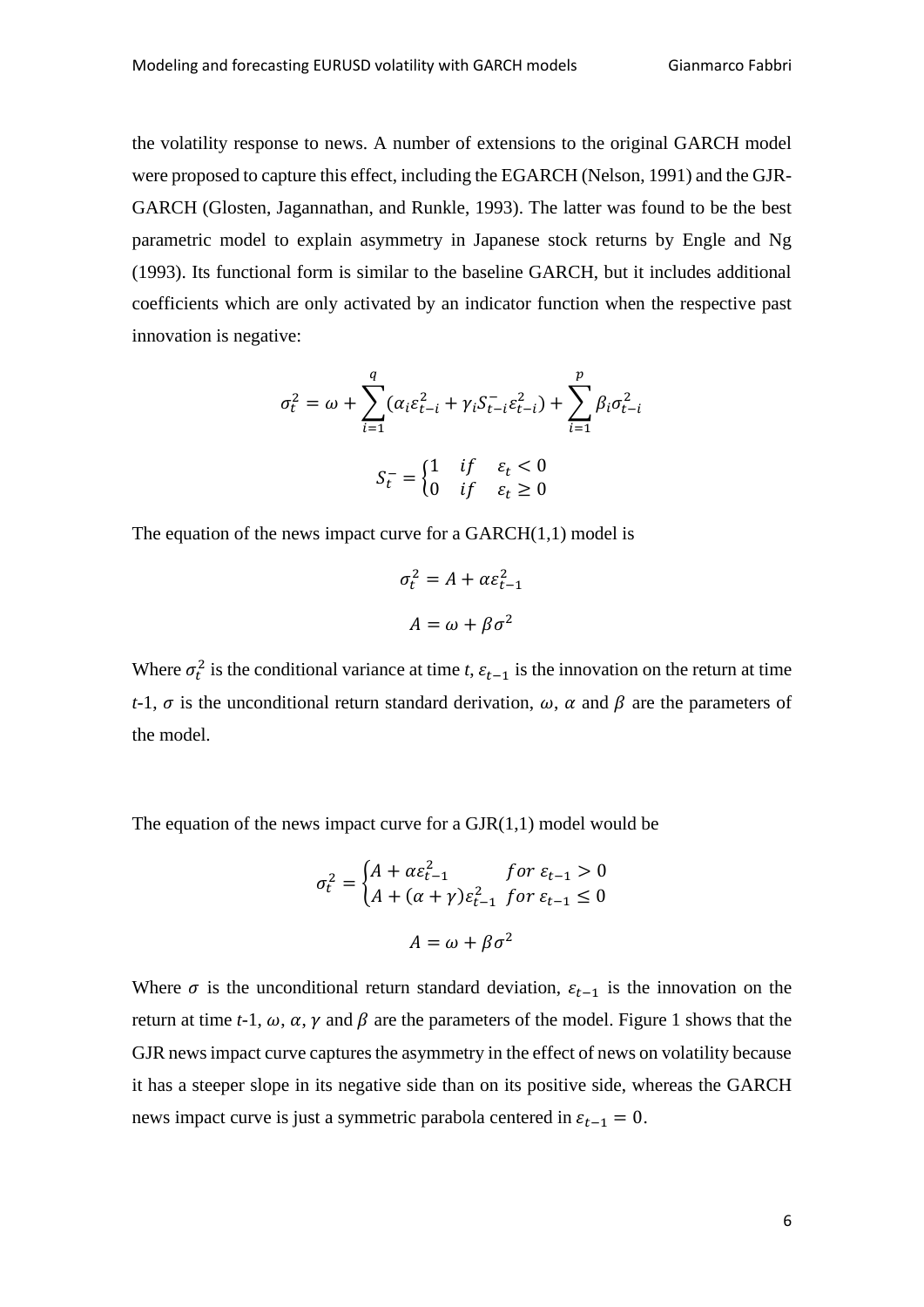the volatility response to news. A number of extensions to the original GARCH model were proposed to capture this effect, including the EGARCH (Nelson, 1991) and the GJR-GARCH (Glosten, Jagannathan, and Runkle, 1993). The latter was found to be the best parametric model to explain asymmetry in Japanese stock returns by Engle and Ng (1993). Its functional form is similar to the baseline GARCH, but it includes additional coefficients which are only activated by an indicator function when the respective past innovation is negative:

$$\sigma_t^2 = \omega + \sum_{i=1}^{q} (\alpha_i \varepsilon_{t-i}^2 + \gamma_i S_{t-i}^- \varepsilon_{t-i}^2) + \sum_{i=1}^{p} \beta_i \sigma_{t-i}^2$$

$$S_t^- = \begin{cases} 1 & if \quad \varepsilon_t < 0 \\ 0 & if \quad \varepsilon_t \geq 0 \end{cases}$$

The equation of the news impact curve for a GARCH(1,1) model is

$$\sigma_t^2 = A + \alpha \varepsilon_{t-1}^2$$

$$A = \omega + \beta \sigma^2$$

Where $\sigma_t^2$ is the conditional variance at time *t*, $\varepsilon_{t-1}$ is the innovation on the return at time *t*-1, $\sigma$ is the unconditional return standard derivation, $\omega$, $\alpha$ and $\beta$ are the parameters of the model.

The equation of the news impact curve for a GJR(1,1) model would be

$$\sigma_t^2 = \begin{cases} A + \alpha \varepsilon_{t-1}^2 & for\ \varepsilon_{t-1} > 0 \\ A + (\alpha + \gamma) \varepsilon_{t-1}^2 & for\ \varepsilon_{t-1} \leq 0 \end{cases}$$

$$A = \omega + \beta \sigma^2$$

Where $\sigma$ is the unconditional return standard deviation, $\varepsilon_{t-1}$ is the innovation on the return at time *t*-1, $\omega$, $\alpha$, $\gamma$ and $\beta$ are the parameters of the model. Figure 1 shows that the GJR news impact curve captures the asymmetry in the effect of news on volatility because it has a steeper slope in its negative side than on its positive side, whereas the GARCH news impact curve is just a symmetric parabola centered in $\varepsilon_{t-1} = 0$.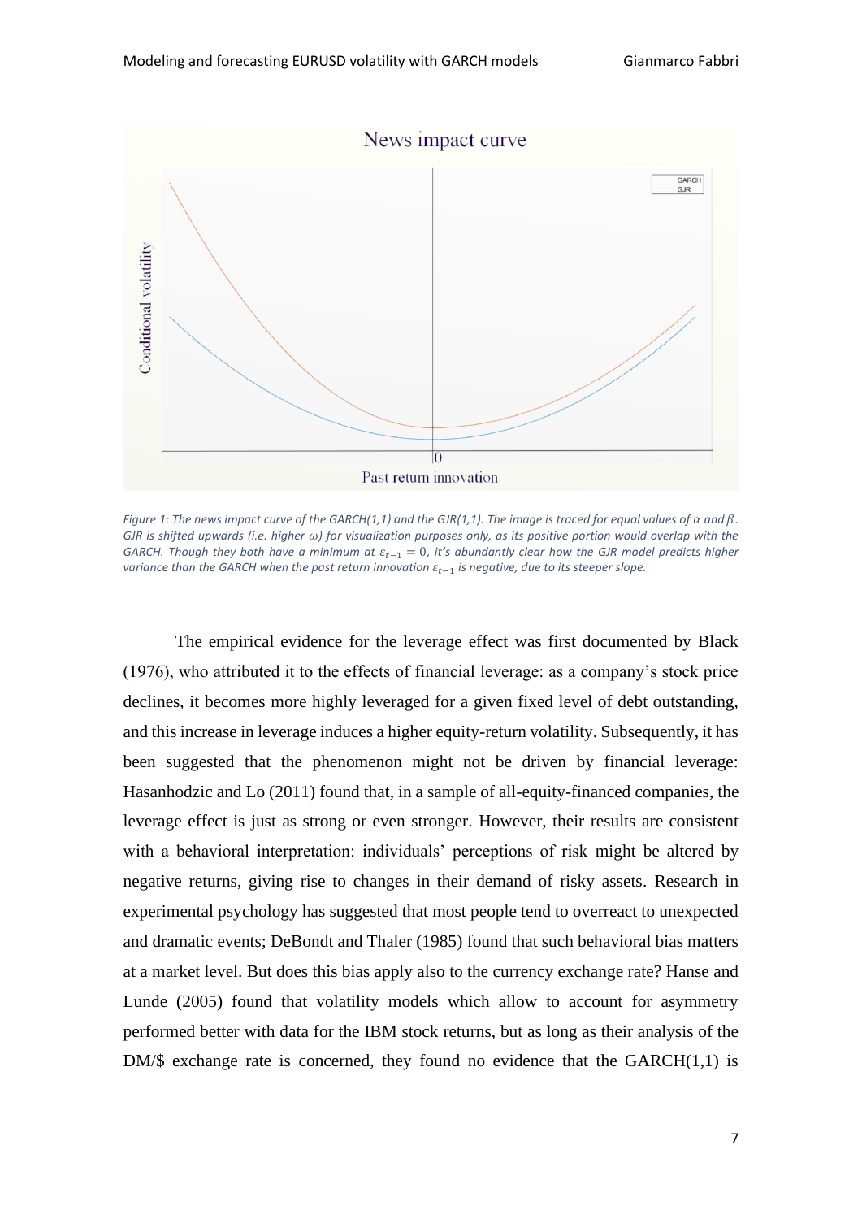Figure 1: The news impact curve of the GARCH(1,1) and the GJR(1,1). The image is traced for equal values of $\alpha$ and $\beta$. GJR is shifted upwards (i.e. higher $\omega$) for visualization purposes only, as its positive portion would overlap with the GARCH. Though they both have a minimum at $\varepsilon_{t-1} = 0$, it's abundantly clear how the GJR model predicts higher variance than the GARCH when the past return innovation $\varepsilon_{t-1}$ is negative, due to its steeper slope.

The empirical evidence for the leverage effect was first documented by Black (1976), who attributed it to the effects of financial leverage: as a company's stock price declines, it becomes more highly leveraged for a given fixed level of debt outstanding, and this increase in leverage induces a higher equity-return volatility. Subsequently, it has been suggested that the phenomenon might not be driven by financial leverage: Hasanhodzic and Lo (2011) found that, in a sample of all-equity-financed companies, the leverage effect is just as strong or even stronger. However, their results are consistent with a behavioral interpretation: individuals' perceptions of risk might be altered by negative returns, giving rise to changes in their demand of risky assets. Research in experimental psychology has suggested that most people tend to overreact to unexpected and dramatic events; DeBondt and Thaler (1985) found that such behavioral bias matters at a market level. But does this bias apply also to the currency exchange rate? Hanse and Lunde (2005) found that volatility models which allow to account for asymmetry performed better with data for the IBM stock returns, but as long as their analysis of the DM/$ exchange rate is concerned, they found no evidence that the GARCH(1,1) is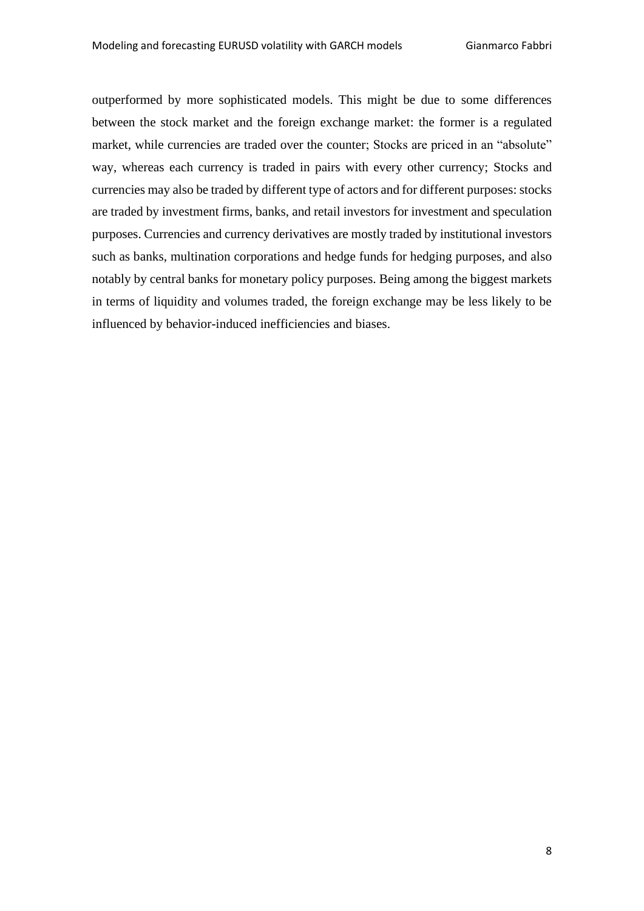outperformed by more sophisticated models. This might be due to some differences between the stock market and the foreign exchange market: the former is a regulated market, while currencies are traded over the counter; Stocks are priced in an "absolute" way, whereas each currency is traded in pairs with every other currency; Stocks and currencies may also be traded by different type of actors and for different purposes: stocks are traded by investment firms, banks, and retail investors for investment and speculation purposes. Currencies and currency derivatives are mostly traded by institutional investors such as banks, multination corporations and hedge funds for hedging purposes, and also notably by central banks for monetary policy purposes. Being among the biggest markets in terms of liquidity and volumes traded, the foreign exchange may be less likely to be influenced by behavior-induced inefficiencies and biases.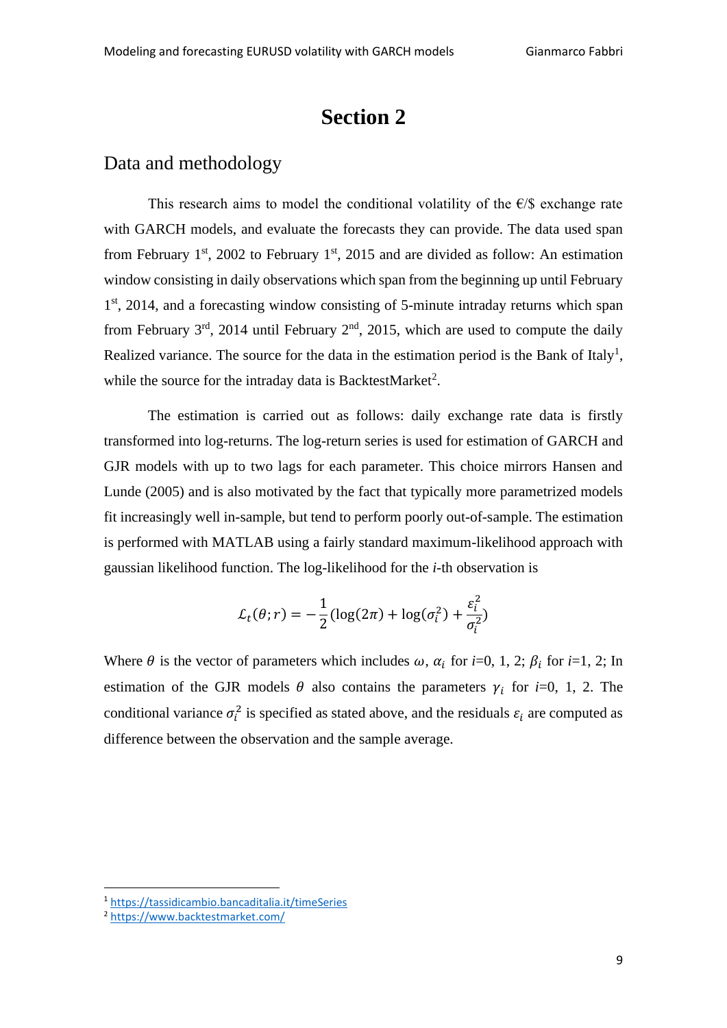# Section 2

## Data and methodology

This research aims to model the conditional volatility of the €/$ exchange rate with GARCH models, and evaluate the forecasts they can provide. The data used span from February 1st, 2002 to February 1st, 2015 and are divided as follow: An estimation window consisting in daily observations which span from the beginning up until February 1st, 2014, and a forecasting window consisting of 5-minute intraday returns which span from February 3rd, 2014 until February 2nd, 2015, which are used to compute the daily Realized variance. The source for the data in the estimation period is the Bank of Italy[1], while the source for the intraday data is BacktestMarket[2].

The estimation is carried out as follows: daily exchange rate data is firstly transformed into log-returns. The log-return series is used for estimation of GARCH and GJR models with up to two lags for each parameter. This choice mirrors Hansen and Lunde (2005) and is also motivated by the fact that typically more parametrized models fit increasingly well in-sample, but tend to perform poorly out-of-sample. The estimation is performed with MATLAB using a fairly standard maximum-likelihood approach with gaussian likelihood function. The log-likelihood for the *i*-th observation is

$$\mathcal{L}_t(\theta; r) = -\frac{1}{2}(\log(2\pi) + \log(\sigma_i^2) + \frac{\varepsilon_i^2}{\sigma_i^2})$$

Where $\theta$ is the vector of parameters which includes $\omega$, $\alpha_i$ for *i*=0, 1, 2; $\beta_i$ for *i*=1, 2; In estimation of the GJR models $\theta$ also contains the parameters $\gamma_i$ for *i*=0, 1, 2. The conditional variance $\sigma_i^2$ is specified as stated above, and the residuals $\varepsilon_i$ are computed as difference between the observation and the sample average.

---

[1] https://tassidicambio.bancaditalia.it/timeSeries

[2] https://www.backtestmarket.com/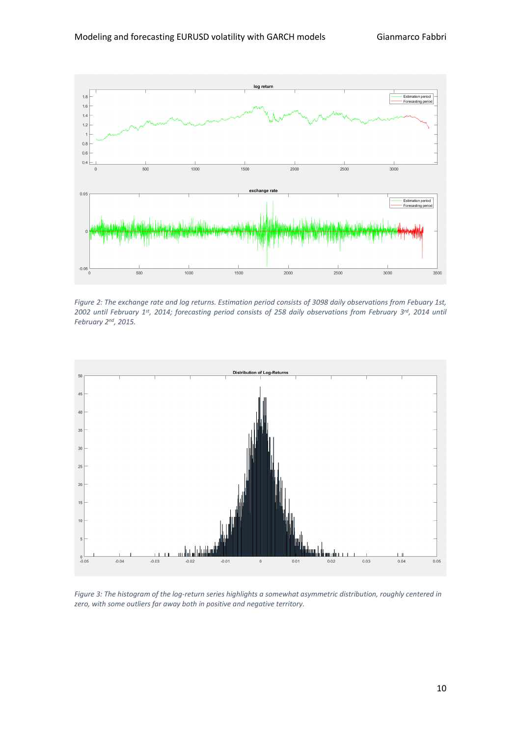*Figure 2: The exchange rate and log returns. Estimation period consists of 3098 daily observations from Febuary 1st, 2002 until February 1st, 2014; forecasting period consists of 258 daily observations from February 3rd, 2014 until February 2nd, 2015.*

*Figure 3: The histogram of the log-return series highlights a somewhat asymmetric distribution, roughly centered in zero, with some outliers far away both in positive and negative territory.*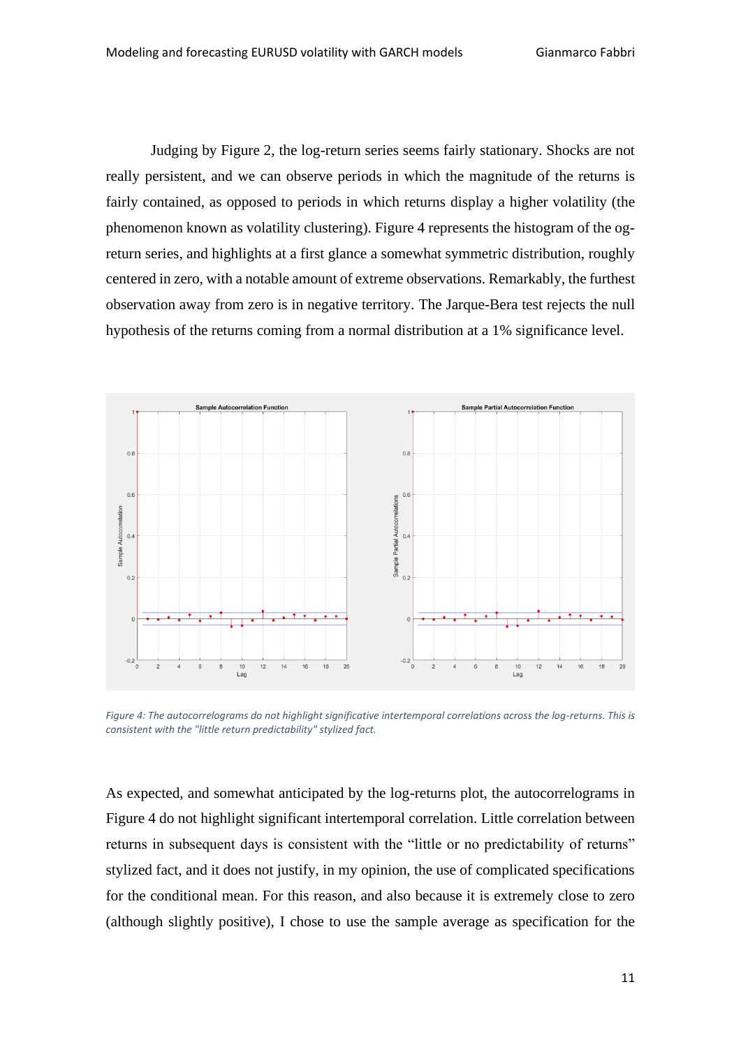Judging by Figure 2, the log-return series seems fairly stationary. Shocks are not really persistent, and we can observe periods in which the magnitude of the returns is fairly contained, as opposed to periods in which returns display a higher volatility (the phenomenon known as volatility clustering). Figure 4 represents the histogram of the og-return series, and highlights at a first glance a somewhat symmetric distribution, roughly centered in zero, with a notable amount of extreme observations. Remarkably, the furthest observation away from zero is in negative territory. The Jarque-Bera test rejects the null hypothesis of the returns coming from a normal distribution at a 1% significance level.

*Figure 4: The autocorrelograms do not highlight significative intertemporal correlations across the log-returns. This is consistent with the "little return predictability" stylized fact.*

As expected, and somewhat anticipated by the log-returns plot, the autocorrelograms in Figure 4 do not highlight significant intertemporal correlation. Little correlation between returns in subsequent days is consistent with the "little or no predictability of returns" stylized fact, and it does not justify, in my opinion, the use of complicated specifications for the conditional mean. For this reason, and also because it is extremely close to zero (although slightly positive), I chose to use the sample average as specification for the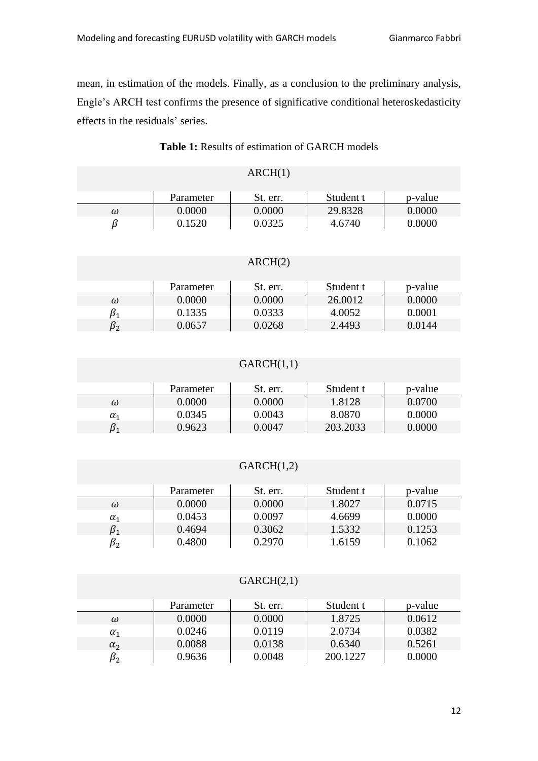mean, in estimation of the models. Finally, as a conclusion to the preliminary analysis, Engle's ARCH test confirms the presence of significative conditional heteroskedasticity effects in the residuals' series.

**Table 1:** Results of estimation of GARCH models

| ARCH(1) | | | | |
|---|---|---|---|---|
| | Parameter | St. err. | Student t | p-value |
| $\omega$ | 0.0000 | 0.0000 | 29.8328 | 0.0000 |
| $\beta$ | 0.1520 | 0.0325 | 4.6740 | 0.0000 |

| ARCH(2) | | | | |
|---|---|---|---|---|
| | Parameter | St. err. | Student t | p-value |
| $\omega$ | 0.0000 | 0.0000 | 26.0012 | 0.0000 |
| $\beta_1$ | 0.1335 | 0.0333 | 4.0052 | 0.0001 |
| $\beta_2$ | 0.0657 | 0.0268 | 2.4493 | 0.0144 |

| GARCH(1,1) | | | | |
|---|---|---|---|---|
| | Parameter | St. err. | Student t | p-value |
| $\omega$ | 0.0000 | 0.0000 | 1.8128 | 0.0700 |
| $\alpha_1$ | 0.0345 | 0.0043 | 8.0870 | 0.0000 |
| $\beta_1$ | 0.9623 | 0.0047 | 203.2033 | 0.0000 |

| GARCH(1,2) | | | | |
|---|---|---|---|---|
| | Parameter | St. err. | Student t | p-value |
| $\omega$ | 0.0000 | 0.0000 | 1.8027 | 0.0715 |
| $\alpha_1$ | 0.0453 | 0.0097 | 4.6699 | 0.0000 |
| $\beta_1$ | 0.4694 | 0.3062 | 1.5332 | 0.1253 |
| $\beta_2$ | 0.4800 | 0.2970 | 1.6159 | 0.1062 |

| GARCH(2,1) | | | | |
|---|---|---|---|---|
| | Parameter | St. err. | Student t | p-value |
| $\omega$ | 0.0000 | 0.0000 | 1.8725 | 0.0612 |
| $\alpha_1$ | 0.0246 | 0.0119 | 2.0734 | 0.0382 |
| $\alpha_2$ | 0.0088 | 0.0138 | 0.6340 | 0.5261 |
| $\beta_2$ | 0.9636 | 0.0048 | 200.1227 | 0.0000 |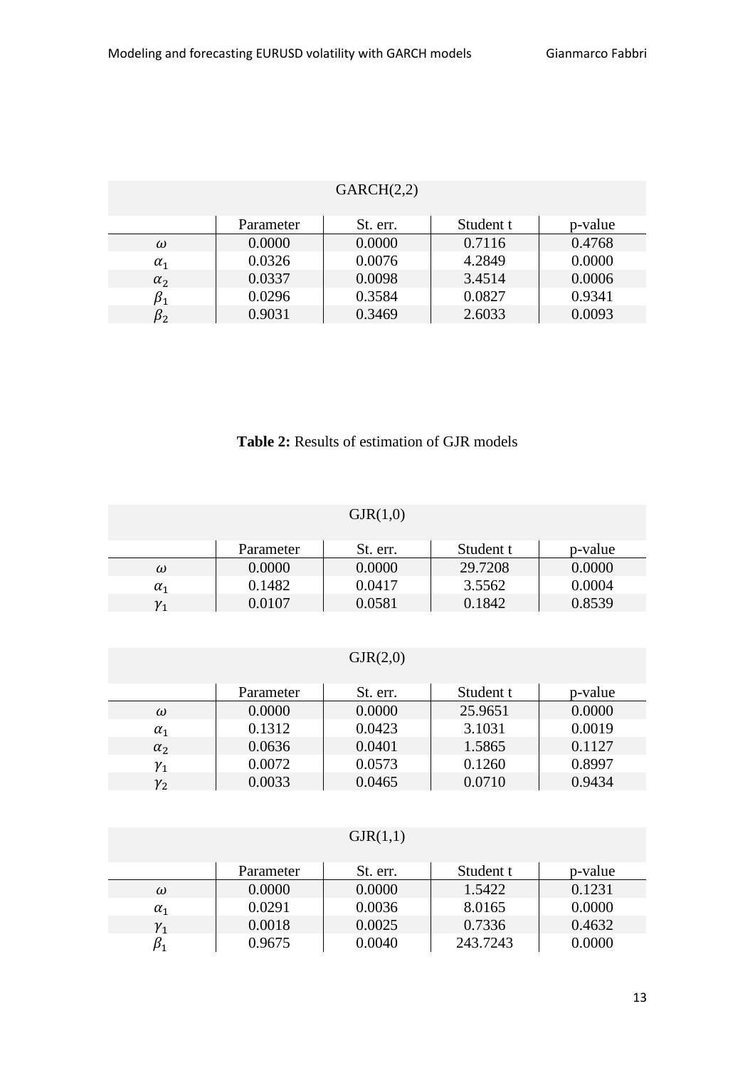| GARCH(2,2) | | | | |
|---|---|---|---|---|
| | Parameter | St. err. | Student t | p-value |
| $\omega$ | 0.0000 | 0.0000 | 0.7116 | 0.4768 |
| $\alpha_1$ | 0.0326 | 0.0076 | 4.2849 | 0.0000 |
| $\alpha_2$ | 0.0337 | 0.0098 | 3.4514 | 0.0006 |
| $\beta_1$ | 0.0296 | 0.3584 | 0.0827 | 0.9341 |
| $\beta_2$ | 0.9031 | 0.3469 | 2.6033 | 0.0093 |

**Table 2:** Results of estimation of GJR models

| GJR(1,0) | | | | |
|---|---|---|---|---|
| | Parameter | St. err. | Student t | p-value |
| $\omega$ | 0.0000 | 0.0000 | 29.7208 | 0.0000 |
| $\alpha_1$ | 0.1482 | 0.0417 | 3.5562 | 0.0004 |
| $\gamma_1$ | 0.0107 | 0.0581 | 0.1842 | 0.8539 |

| GJR(2,0) | | | | |
|---|---|---|---|---|
| | Parameter | St. err. | Student t | p-value |
| $\omega$ | 0.0000 | 0.0000 | 25.9651 | 0.0000 |
| $\alpha_1$ | 0.1312 | 0.0423 | 3.1031 | 0.0019 |
| $\alpha_2$ | 0.0636 | 0.0401 | 1.5865 | 0.1127 |
| $\gamma_1$ | 0.0072 | 0.0573 | 0.1260 | 0.8997 |
| $\gamma_2$ | 0.0033 | 0.0465 | 0.0710 | 0.9434 |

| GJR(1,1) | | | | |
|---|---|---|---|---|
| | Parameter | St. err. | Student t | p-value |
| $\omega$ | 0.0000 | 0.0000 | 1.5422 | 0.1231 |
| $\alpha_1$ | 0.0291 | 0.0036 | 8.0165 | 0.0000 |
| $\gamma_1$ | 0.0018 | 0.0025 | 0.7336 | 0.4632 |
| $\beta_1$ | 0.9675 | 0.0040 | 243.7243 | 0.0000 |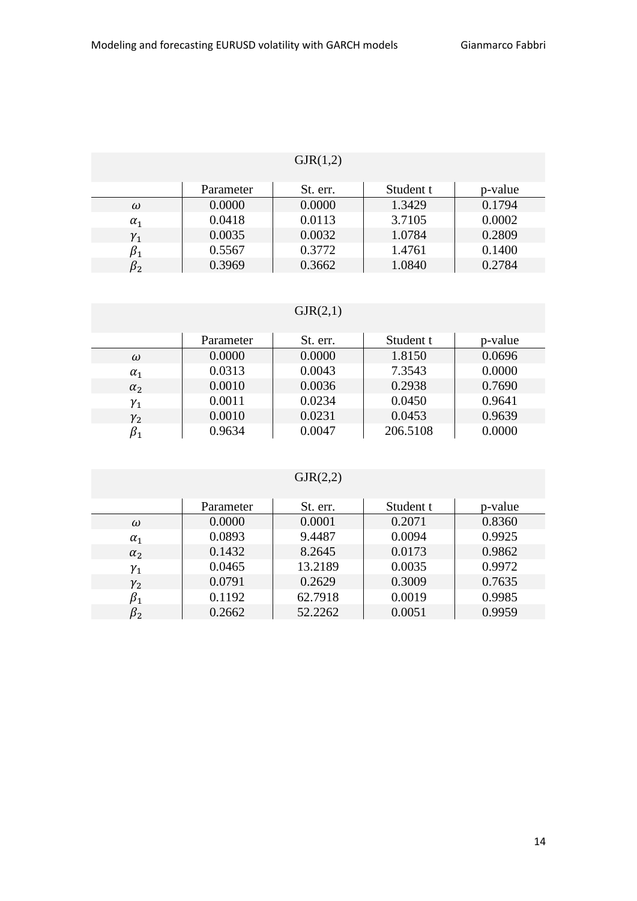| GJR(1,2) | | | | |
|---|---|---|---|---|
| | Parameter | St. err. | Student t | p-value |
| $\omega$ | 0.0000 | 0.0000 | 1.3429 | 0.1794 |
| $\alpha_1$ | 0.0418 | 0.0113 | 3.7105 | 0.0002 |
| $\gamma_1$ | 0.0035 | 0.0032 | 1.0784 | 0.2809 |
| $\beta_1$ | 0.5567 | 0.3772 | 1.4761 | 0.1400 |
| $\beta_2$ | 0.3969 | 0.3662 | 1.0840 | 0.2784 |

| GJR(2,1) | | | | |
|---|---|---|---|---|
| | Parameter | St. err. | Student t | p-value |
| $\omega$ | 0.0000 | 0.0000 | 1.8150 | 0.0696 |
| $\alpha_1$ | 0.0313 | 0.0043 | 7.3543 | 0.0000 |
| $\alpha_2$ | 0.0010 | 0.0036 | 0.2938 | 0.7690 |
| $\gamma_1$ | 0.0011 | 0.0234 | 0.0450 | 0.9641 |
| $\gamma_2$ | 0.0010 | 0.0231 | 0.0453 | 0.9639 |
| $\beta_1$ | 0.9634 | 0.0047 | 206.5108 | 0.0000 |

| GJR(2,2) | | | | |
|---|---|---|---|---|
| | Parameter | St. err. | Student t | p-value |
| $\omega$ | 0.0000 | 0.0001 | 0.2071 | 0.8360 |
| $\alpha_1$ | 0.0893 | 9.4487 | 0.0094 | 0.9925 |
| $\alpha_2$ | 0.1432 | 8.2645 | 0.0173 | 0.9862 |
| $\gamma_1$ | 0.0465 | 13.2189 | 0.0035 | 0.9972 |
| $\gamma_2$ | 0.0791 | 0.2629 | 0.3009 | 0.7635 |
| $\beta_1$ | 0.1192 | 62.7918 | 0.0019 | 0.9985 |
| $\beta_2$ | 0.2662 | 52.2262 | 0.0051 | 0.9959 |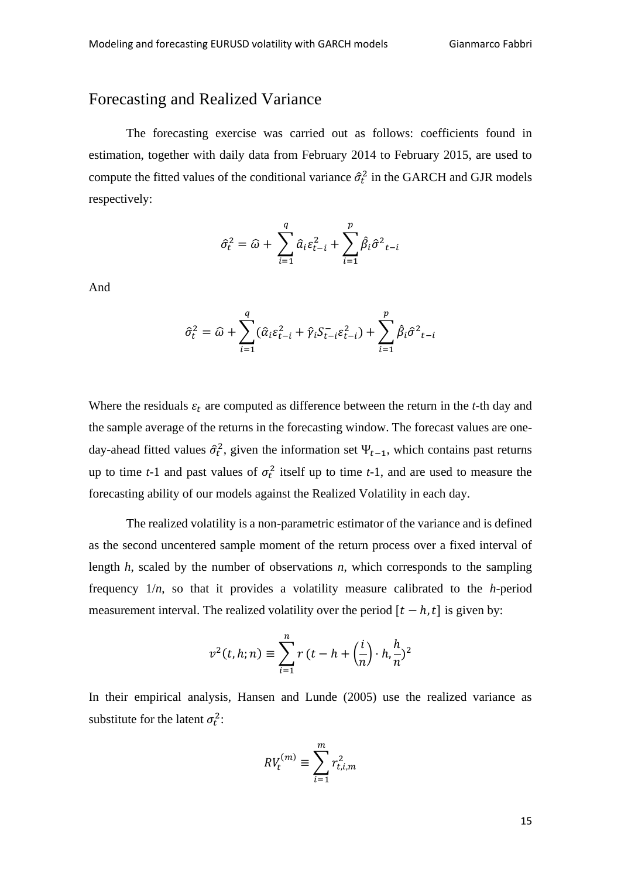## Forecasting and Realized Variance

The forecasting exercise was carried out as follows: coefficients found in estimation, together with daily data from February 2014 to February 2015, are used to compute the fitted values of the conditional variance $\hat{\sigma}_t^2$ in the GARCH and GJR models respectively:

$$\hat{\sigma}_t^2 = \hat{\omega} + \sum_{i=1}^{q} \hat{a}_i \varepsilon_{t-i}^2 + \sum_{i=1}^{p} \hat{\beta}_i \hat{\sigma}^2{}_{t-i}$$

And

$$\hat{\sigma}_t^2 = \hat{\omega} + \sum_{i=1}^{q} (\hat{\alpha}_i \varepsilon_{t-i}^2 + \hat{\gamma}_i S_{t-i}^{-} \varepsilon_{t-i}^2) + \sum_{i=1}^{p} \hat{\beta}_i \hat{\sigma}^2{}_{t-i}$$

Where the residuals $\varepsilon_t$ are computed as difference between the return in the *t*-th day and the sample average of the returns in the forecasting window. The forecast values are one-day-ahead fitted values $\hat{\sigma}_t^2$, given the information set $\Psi_{t-1}$, which contains past returns up to time *t*-1 and past values of $\sigma_t^2$ itself up to time *t*-1, and are used to measure the forecasting ability of our models against the Realized Volatility in each day.

The realized volatility is a non-parametric estimator of the variance and is defined as the second uncentered sample moment of the return process over a fixed interval of length *h*, scaled by the number of observations *n*, which corresponds to the sampling frequency 1/*n*, so that it provides a volatility measure calibrated to the *h*-period measurement interval. The realized volatility over the period $[t - h, t]$ is given by:

$$v^2(t, h; n) \equiv \sum_{i=1}^{n} r\left(t - h + \left(\frac{i}{n}\right) \cdot h, \frac{h}{n}\right)^2$$

In their empirical analysis, Hansen and Lunde (2005) use the realized variance as substitute for the latent $\sigma_t^2$:

$$RV_t^{(m)} \equiv \sum_{i=1}^{m} r_{t,i,m}^2$$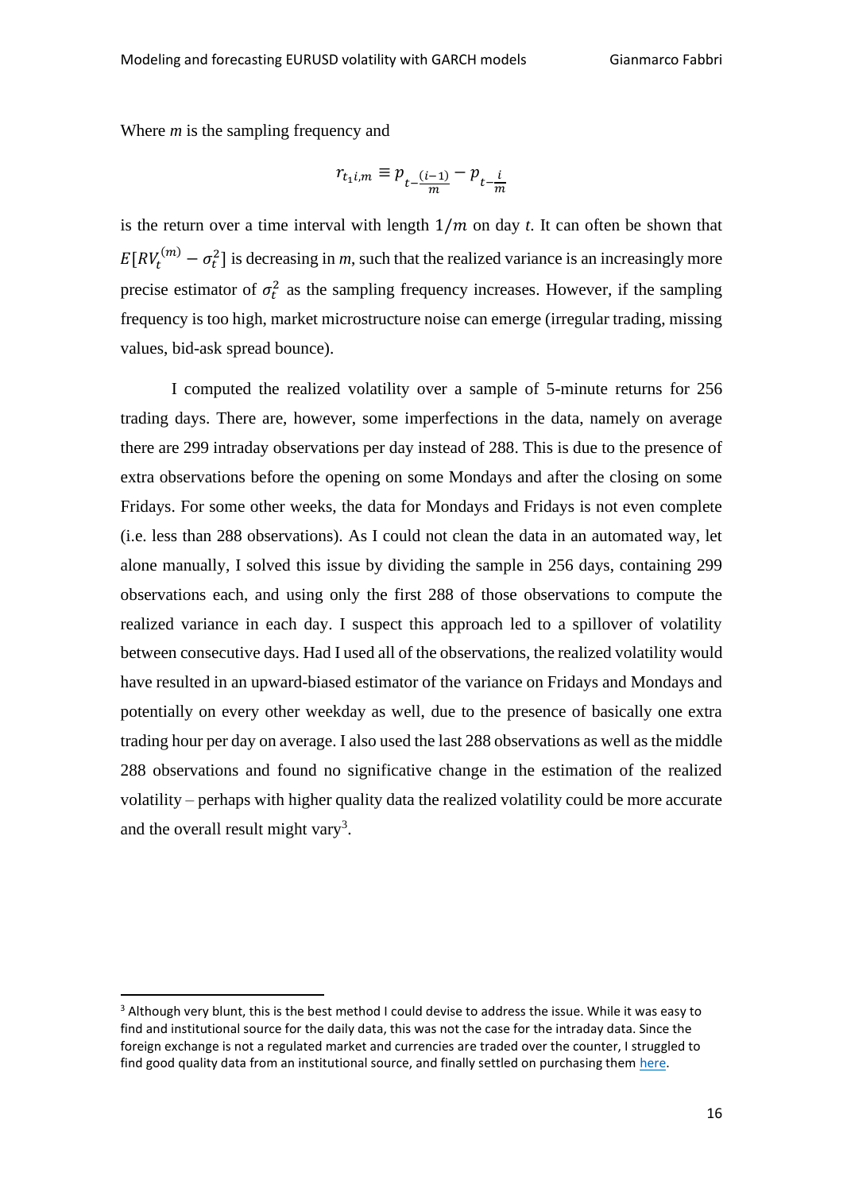Where *m* is the sampling frequency and

$$r_{t_1 i,m} \equiv p_{t-\frac{(i-1)}{m}} - p_{t-\frac{i}{m}}$$

is the return over a time interval with length $1/m$ on day *t*. It can often be shown that $E[RV_t^{(m)} - \sigma_t^2]$ is decreasing in *m*, such that the realized variance is an increasingly more precise estimator of $\sigma_t^2$ as the sampling frequency increases. However, if the sampling frequency is too high, market microstructure noise can emerge (irregular trading, missing values, bid-ask spread bounce).

I computed the realized volatility over a sample of 5-minute returns for 256 trading days. There are, however, some imperfections in the data, namely on average there are 299 intraday observations per day instead of 288. This is due to the presence of extra observations before the opening on some Mondays and after the closing on some Fridays. For some other weeks, the data for Mondays and Fridays is not even complete (i.e. less than 288 observations). As I could not clean the data in an automated way, let alone manually, I solved this issue by dividing the sample in 256 days, containing 299 observations each, and using only the first 288 of those observations to compute the realized variance in each day. I suspect this approach led to a spillover of volatility between consecutive days. Had I used all of the observations, the realized volatility would have resulted in an upward-biased estimator of the variance on Fridays and Mondays and potentially on every other weekday as well, due to the presence of basically one extra trading hour per day on average. I also used the last 288 observations as well as the middle 288 observations and found no significative change in the estimation of the realized volatility – perhaps with higher quality data the realized volatility could be more accurate and the overall result might vary[3].

[3] Although very blunt, this is the best method I could devise to address the issue. While it was easy to find and institutional source for the daily data, this was not the case for the intraday data. Since the foreign exchange is not a regulated market and currencies are traded over the counter, I struggled to find good quality data from an institutional source, and finally settled on purchasing them here.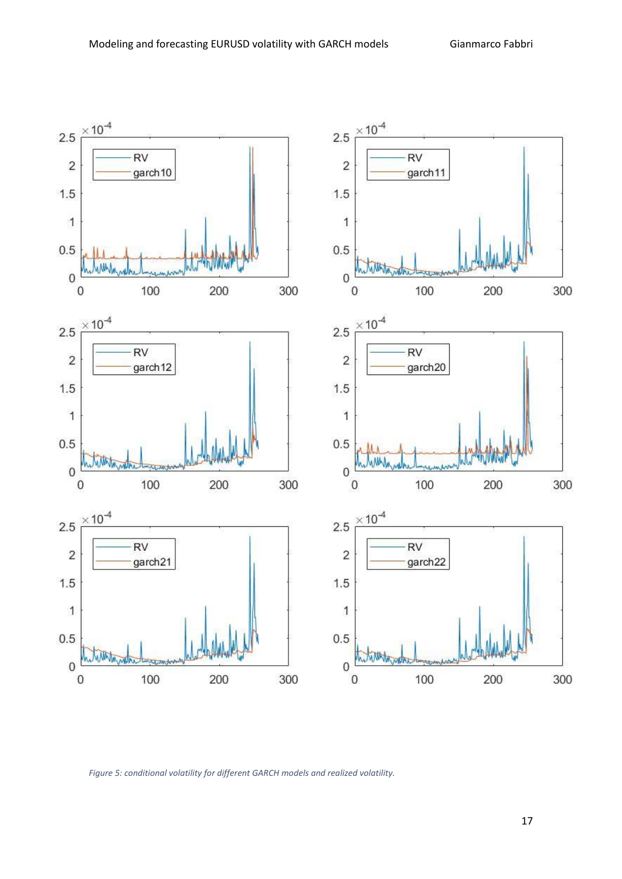*Figure 5: conditional volatility for different GARCH models and realized volatility.*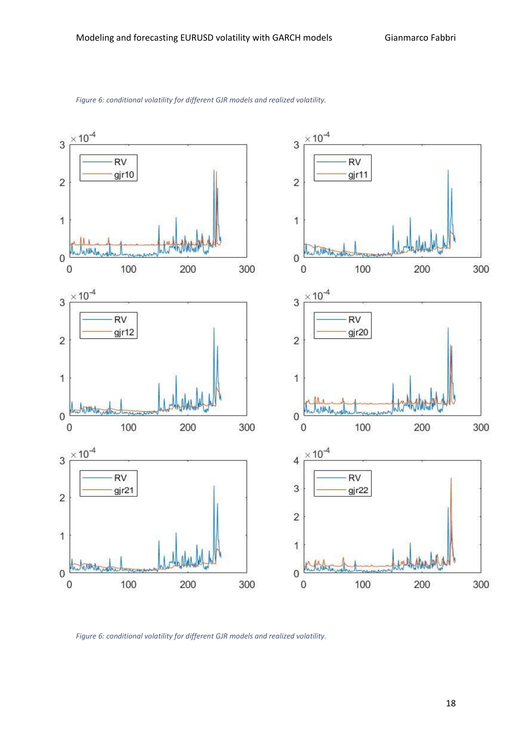*Figure 6: conditional volatility for different GJR models and realized volatility.*

*Figure 6: conditional volatility for different GJR models and realized volatility.*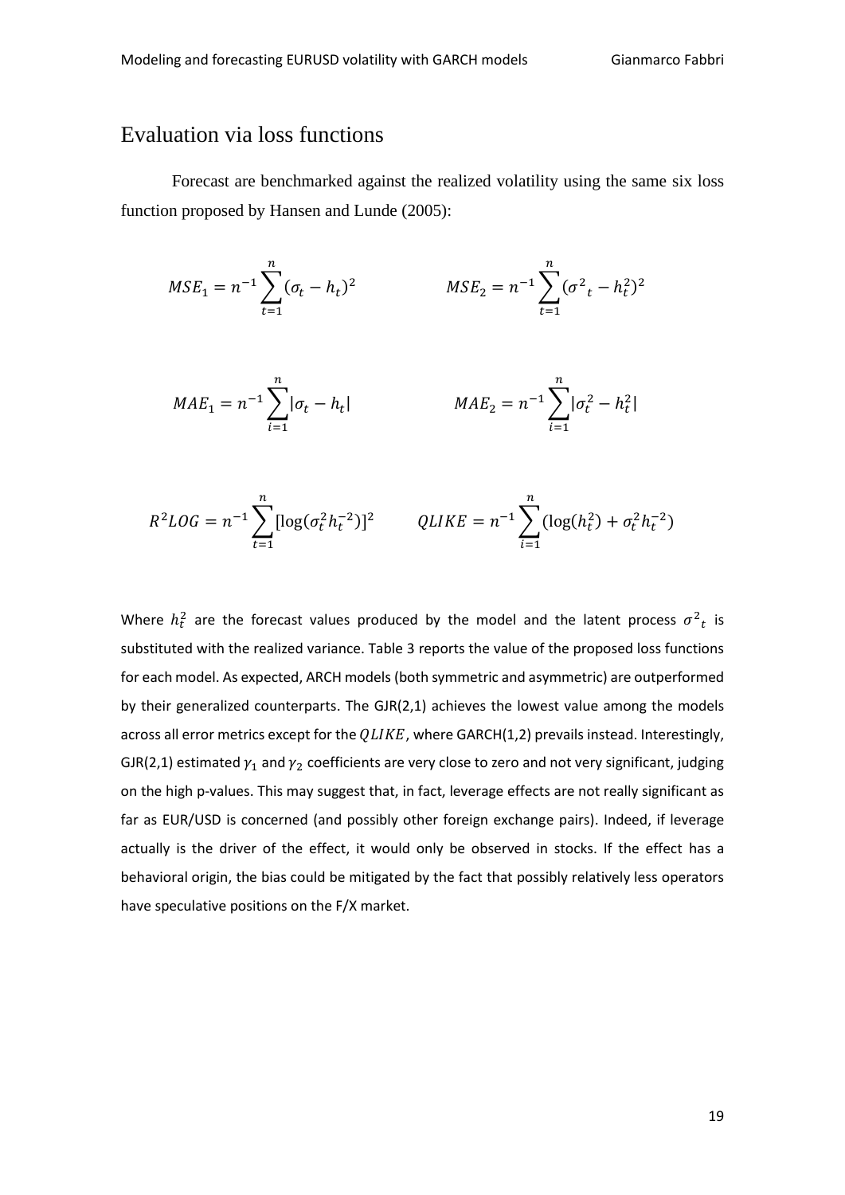## Evaluation via loss functions

Forecast are benchmarked against the realized volatility using the same six loss function proposed by Hansen and Lunde (2005):

$$MSE_1 = n^{-1}\sum_{t=1}^{n}(\sigma_t - h_t)^2 \qquad MSE_2 = n^{-1}\sum_{t=1}^{n}({\sigma^2}_t - h_t^2)^2$$

$$MAE_1 = n^{-1}\sum_{i=1}^{n}|\sigma_t - h_t| \qquad MAE_2 = n^{-1}\sum_{i=1}^{n}|\sigma_t^2 - h_t^2|$$

$$R^2LOG = n^{-1}\sum_{t=1}^{n}[\log(\sigma_t^2 h_t^{-2})]^2 \qquad QLIKE = n^{-1}\sum_{i=1}^{n}(\log(h_t^2) + \sigma_t^2 h_t^{-2})$$

Where $h_t^2$ are the forecast values produced by the model and the latent process ${\sigma^2}_t$ is substituted with the realized variance. Table 3 reports the value of the proposed loss functions for each model. As expected, ARCH models (both symmetric and asymmetric) are outperformed by their generalized counterparts. The GJR(2,1) achieves the lowest value among the models across all error metrics except for the $QLIKE$, where GARCH(1,2) prevails instead. Interestingly, GJR(2,1) estimated $\gamma_1$ and $\gamma_2$ coefficients are very close to zero and not very significant, judging on the high p-values. This may suggest that, in fact, leverage effects are not really significant as far as EUR/USD is concerned (and possibly other foreign exchange pairs). Indeed, if leverage actually is the driver of the effect, it would only be observed in stocks. If the effect has a behavioral origin, the bias could be mitigated by the fact that possibly relatively less operators have speculative positions on the F/X market.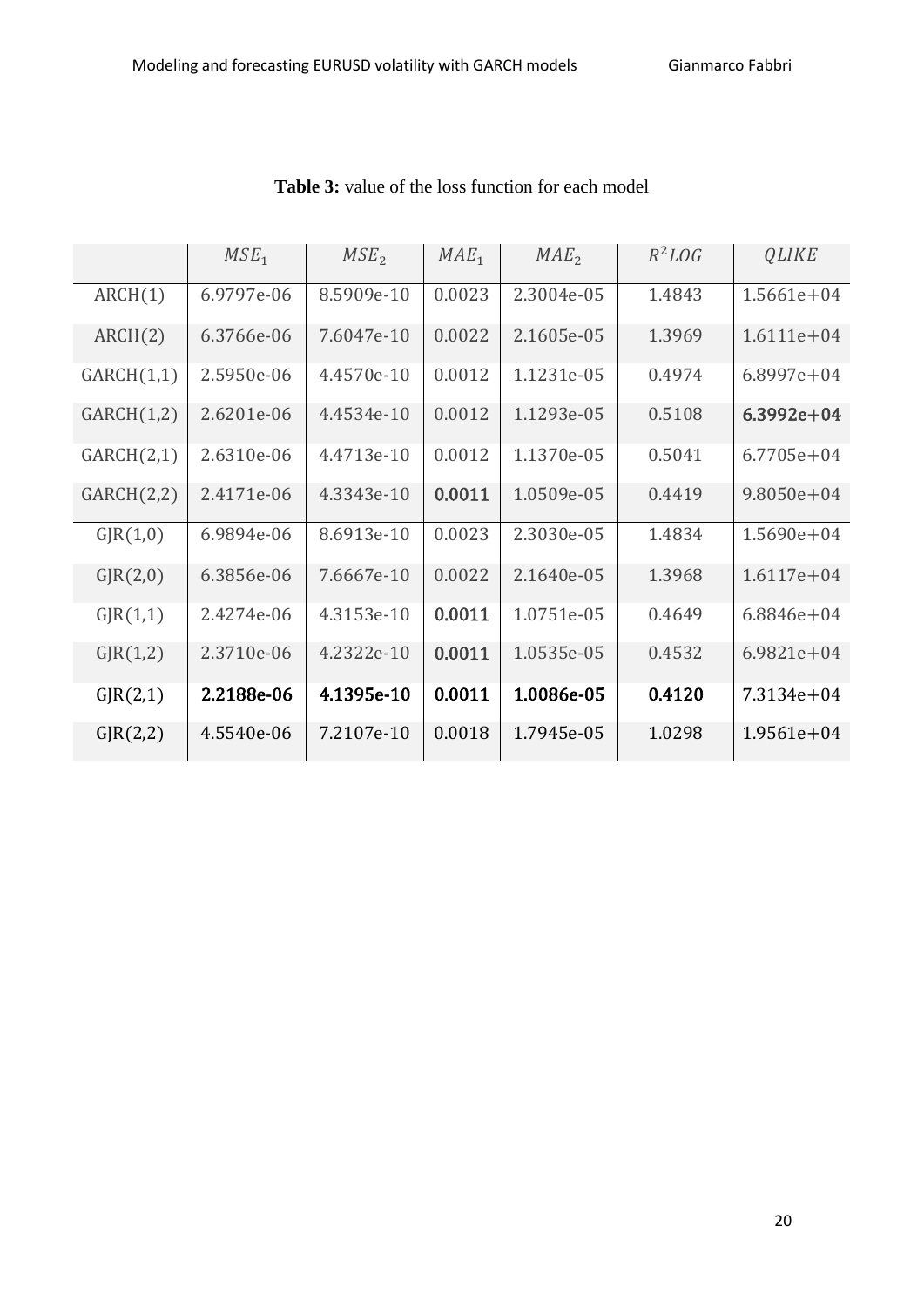**Table 3:** value of the loss function for each model

| | $MSE_1$ | $MSE_2$ | $MAE_1$ | $MAE_2$ | $R^2LOG$ | $QLIKE$ |
|---|---|---|---|---|---|---|
| ARCH(1) | 6.9797e-06 | 8.5909e-10 | 0.0023 | 2.3004e-05 | 1.4843 | 1.5661e+04 |
| ARCH(2) | 6.3766e-06 | 7.6047e-10 | 0.0022 | 2.1605e-05 | 1.3969 | 1.6111e+04 |
| GARCH(1,1) | 2.5950e-06 | 4.4570e-10 | 0.0012 | 1.1231e-05 | 0.4974 | 6.8997e+04 |
| GARCH(1,2) | 2.6201e-06 | 4.4534e-10 | 0.0012 | 1.1293e-05 | 0.5108 | **6.3992e+04** |
| GARCH(2,1) | 2.6310e-06 | 4.4713e-10 | 0.0012 | 1.1370e-05 | 0.5041 | 6.7705e+04 |
| GARCH(2,2) | 2.4171e-06 | 4.3343e-10 | **0.0011** | 1.0509e-05 | 0.4419 | 9.8050e+04 |
| GJR(1,0) | 6.9894e-06 | 8.6913e-10 | 0.0023 | 2.3030e-05 | 1.4834 | 1.5690e+04 |
| GJR(2,0) | 6.3856e-06 | 7.6667e-10 | 0.0022 | 2.1640e-05 | 1.3968 | 1.6117e+04 |
| GJR(1,1) | 2.4274e-06 | 4.3153e-10 | **0.0011** | 1.0751e-05 | 0.4649 | 6.8846e+04 |
| GJR(1,2) | 2.3710e-06 | 4.2322e-10 | **0.0011** | 1.0535e-05 | 0.4532 | 6.9821e+04 |
| GJR(2,1) | **2.2188e-06** | **4.1395e-10** | **0.0011** | **1.0086e-05** | **0.4120** | 7.3134e+04 |
| GJR(2,2) | 4.5540e-06 | 7.2107e-10 | 0.0018 | 1.7945e-05 | 1.0298 | 1.9561e+04 |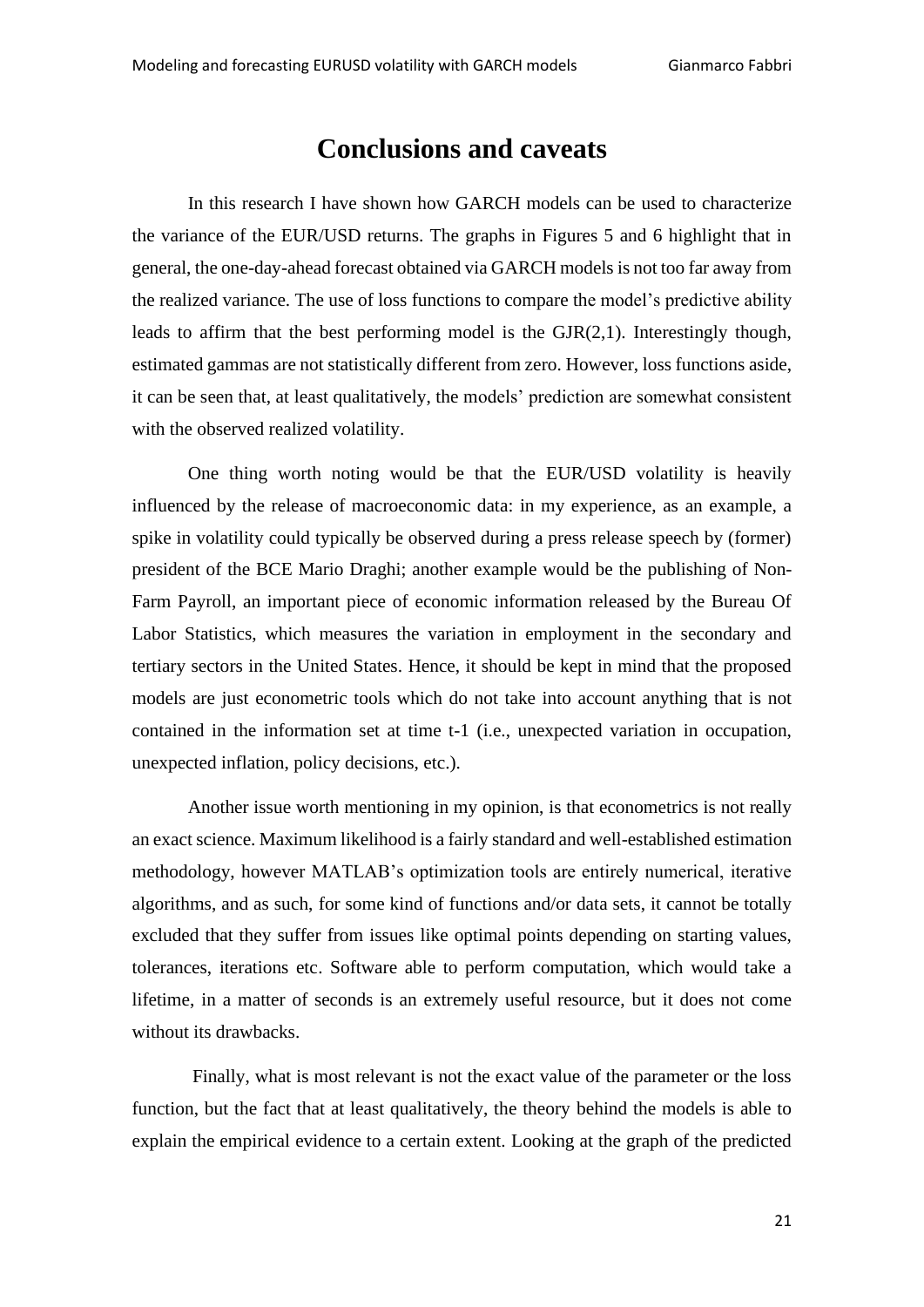# Conclusions and caveats

In this research I have shown how GARCH models can be used to characterize the variance of the EUR/USD returns. The graphs in Figures 5 and 6 highlight that in general, the one-day-ahead forecast obtained via GARCH models is not too far away from the realized variance. The use of loss functions to compare the model's predictive ability leads to affirm that the best performing model is the GJR(2,1). Interestingly though, estimated gammas are not statistically different from zero. However, loss functions aside, it can be seen that, at least qualitatively, the models' prediction are somewhat consistent with the observed realized volatility.

One thing worth noting would be that the EUR/USD volatility is heavily influenced by the release of macroeconomic data: in my experience, as an example, a spike in volatility could typically be observed during a press release speech by (former) president of the BCE Mario Draghi; another example would be the publishing of Non-Farm Payroll, an important piece of economic information released by the Bureau Of Labor Statistics, which measures the variation in employment in the secondary and tertiary sectors in the United States. Hence, it should be kept in mind that the proposed models are just econometric tools which do not take into account anything that is not contained in the information set at time t-1 (i.e., unexpected variation in occupation, unexpected inflation, policy decisions, etc.).

Another issue worth mentioning in my opinion, is that econometrics is not really an exact science. Maximum likelihood is a fairly standard and well-established estimation methodology, however MATLAB's optimization tools are entirely numerical, iterative algorithms, and as such, for some kind of functions and/or data sets, it cannot be totally excluded that they suffer from issues like optimal points depending on starting values, tolerances, iterations etc. Software able to perform computation, which would take a lifetime, in a matter of seconds is an extremely useful resource, but it does not come without its drawbacks.

Finally, what is most relevant is not the exact value of the parameter or the loss function, but the fact that at least qualitatively, the theory behind the models is able to explain the empirical evidence to a certain extent. Looking at the graph of the predicted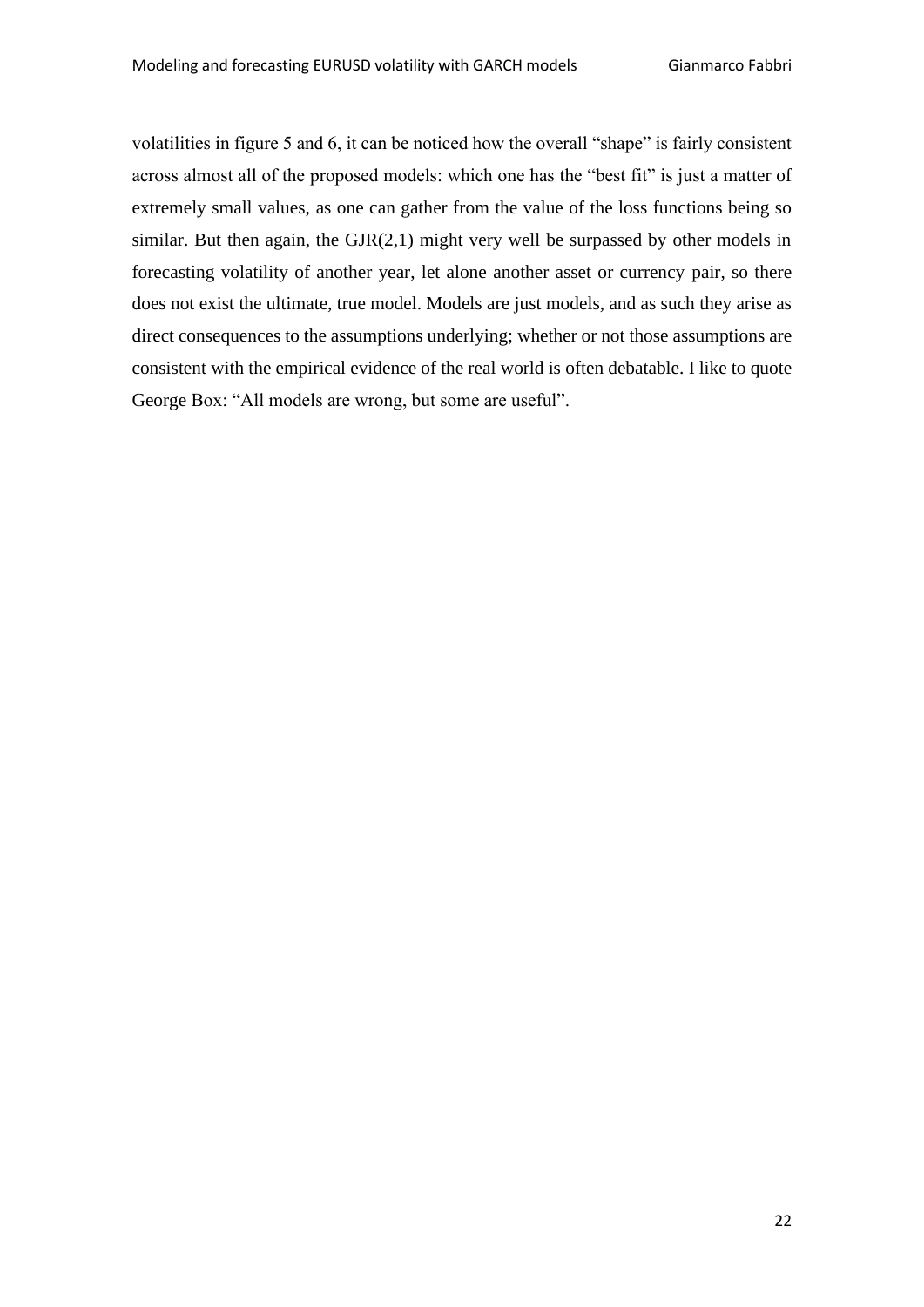volatilities in figure 5 and 6, it can be noticed how the overall "shape" is fairly consistent across almost all of the proposed models: which one has the "best fit" is just a matter of extremely small values, as one can gather from the value of the loss functions being so similar. But then again, the GJR(2,1) might very well be surpassed by other models in forecasting volatility of another year, let alone another asset or currency pair, so there does not exist the ultimate, true model. Models are just models, and as such they arise as direct consequences to the assumptions underlying; whether or not those assumptions are consistent with the empirical evidence of the real world is often debatable. I like to quote George Box: "All models are wrong, but some are useful".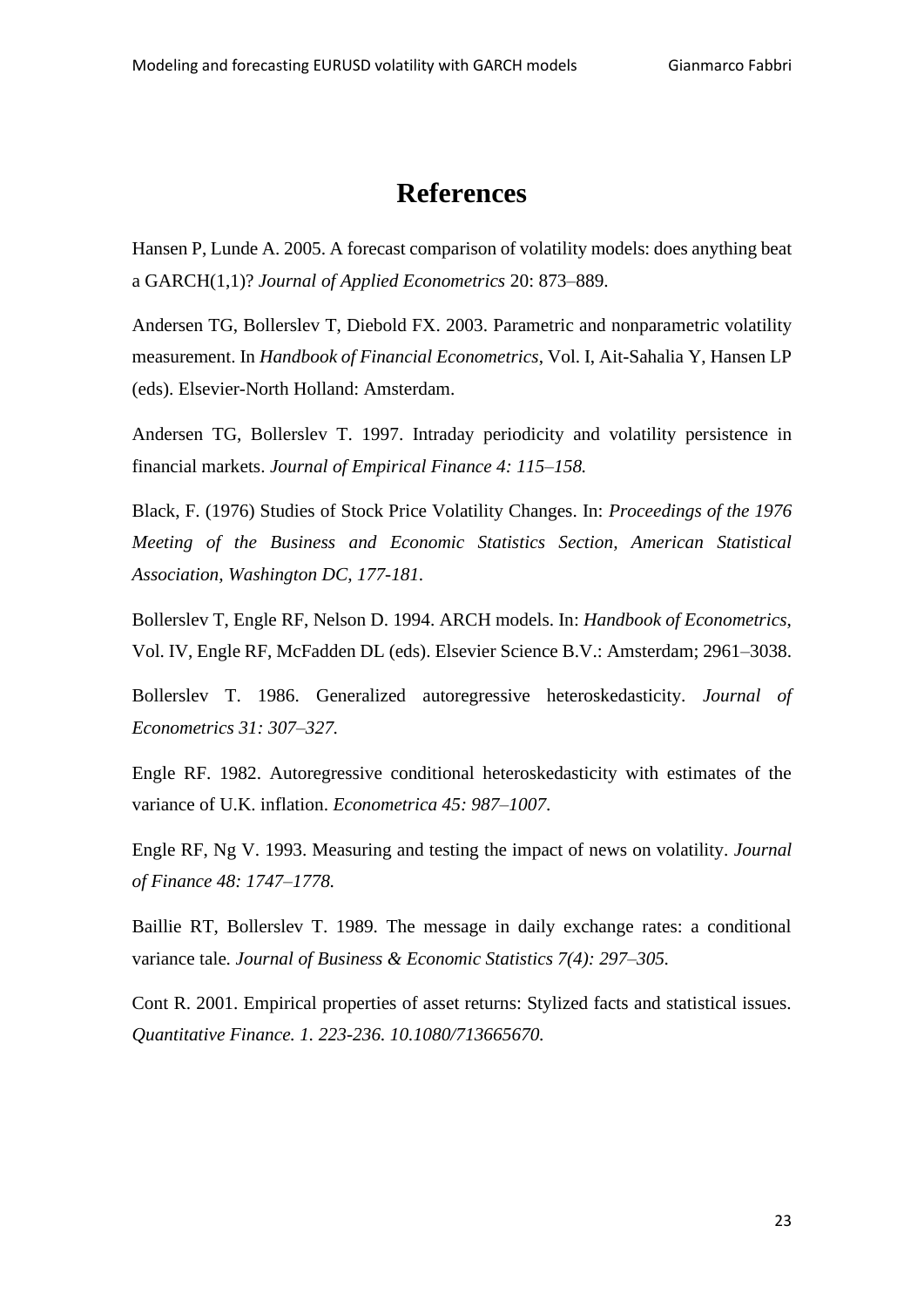# References

Hansen P, Lunde A. 2005. A forecast comparison of volatility models: does anything beat a GARCH(1,1)? *Journal of Applied Econometrics* 20: 873–889.

Andersen TG, Bollerslev T, Diebold FX. 2003. Parametric and nonparametric volatility measurement. In *Handbook of Financial Econometrics*, Vol. I, Ait-Sahalia Y, Hansen LP (eds). Elsevier-North Holland: Amsterdam.

Andersen TG, Bollerslev T. 1997. Intraday periodicity and volatility persistence in financial markets. *Journal of Empirical Finance 4: 115–158.*

Black, F. (1976) Studies of Stock Price Volatility Changes. In: *Proceedings of the 1976 Meeting of the Business and Economic Statistics Section, American Statistical Association, Washington DC, 177-181.*

Bollerslev T, Engle RF, Nelson D. 1994. ARCH models. In: *Handbook of Econometrics*, Vol. IV, Engle RF, McFadden DL (eds). Elsevier Science B.V.: Amsterdam; 2961–3038.

Bollerslev T. 1986. Generalized autoregressive heteroskedasticity. *Journal of Econometrics 31: 307–327.*

Engle RF. 1982. Autoregressive conditional heteroskedasticity with estimates of the variance of U.K. inflation. *Econometrica 45: 987–1007.*

Engle RF, Ng V. 1993. Measuring and testing the impact of news on volatility. *Journal of Finance 48: 1747–1778.*

Baillie RT, Bollerslev T. 1989. The message in daily exchange rates: a conditional variance tale. *Journal of Business & Economic Statistics 7(4): 297–305.*

Cont R. 2001. Empirical properties of asset returns: Stylized facts and statistical issues. *Quantitative Finance. 1. 223-236. 10.1080/713665670.*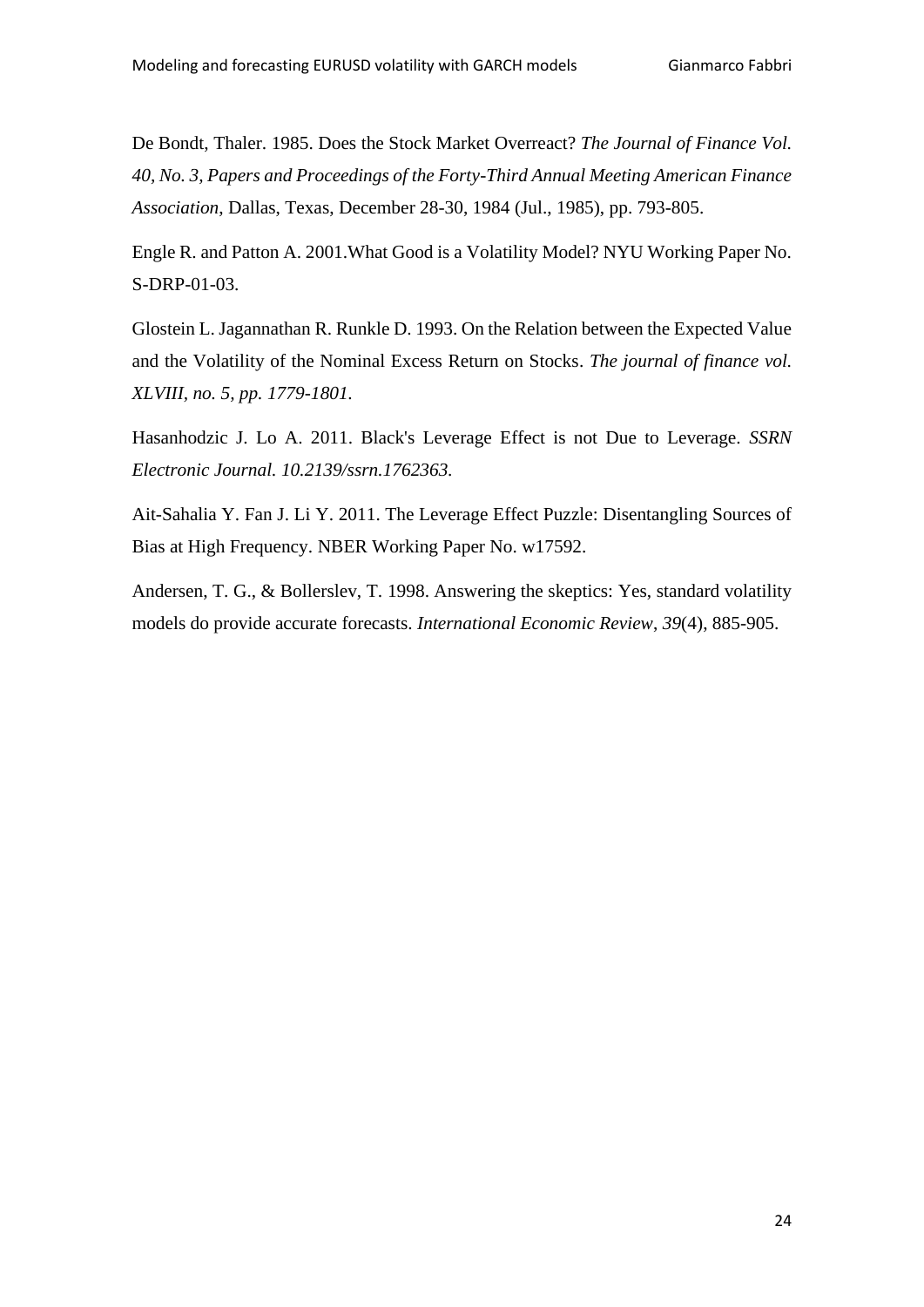De Bondt, Thaler. 1985. Does the Stock Market Overreact? *The Journal of Finance Vol. 40, No. 3, Papers and Proceedings of the Forty-Third Annual Meeting American Finance Association*, Dallas, Texas, December 28-30, 1984 (Jul., 1985), pp. 793-805.

Engle R. and Patton A. 2001.What Good is a Volatility Model? NYU Working Paper No. S-DRP-01-03.

Glostein L. Jagannathan R. Runkle D. 1993. On the Relation between the Expected Value and the Volatility of the Nominal Excess Return on Stocks. *The journal of finance vol. XLVIII, no. 5, pp. 1779-1801.*

Hasanhodzic J. Lo A. 2011. Black's Leverage Effect is not Due to Leverage. *SSRN Electronic Journal. 10.2139/ssrn.1762363.*

Ait-Sahalia Y. Fan J. Li Y. 2011. The Leverage Effect Puzzle: Disentangling Sources of Bias at High Frequency. NBER Working Paper No. w17592.

Andersen, T. G., & Bollerslev, T. 1998. Answering the skeptics: Yes, standard volatility models do provide accurate forecasts. *International Economic Review*, *39*(4), 885-905.